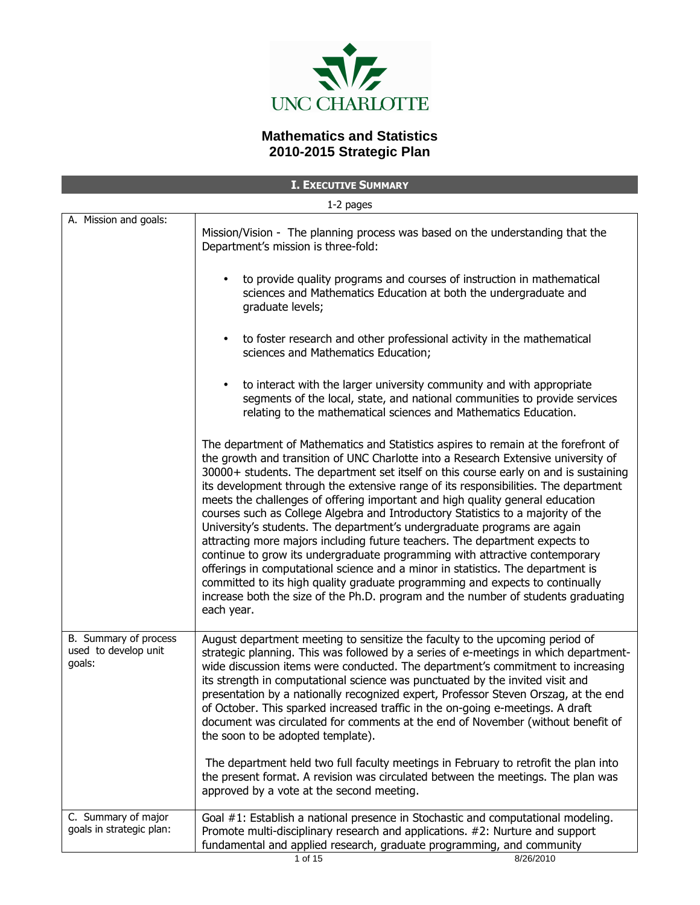UNC CHARLOTTE

# Mathematics and Statistics
# 2010-2015 Strategic Plan

## I. Executive Summary

1-2 pages

| | |
|---|---|
| A. Mission and goals: | Mission/Vision - The planning process was based on the understanding that the Department's mission is three-fold:<br><br>• to provide quality programs and courses of instruction in mathematical sciences and Mathematics Education at both the undergraduate and graduate levels;<br><br>• to foster research and other professional activity in the mathematical sciences and Mathematics Education;<br><br>• to interact with the larger university community and with appropriate segments of the local, state, and national communities to provide services relating to the mathematical sciences and Mathematics Education.<br><br>The department of Mathematics and Statistics aspires to remain at the forefront of the growth and transition of UNC Charlotte into a Research Extensive university of 30000+ students. The department set itself on this course early on and is sustaining its development through the extensive range of its responsibilities. The department meets the challenges of offering important and high quality general education courses such as College Algebra and Introductory Statistics to a majority of the University's students. The department's undergraduate programs are again attracting more majors including future teachers. The department expects to continue to grow its undergraduate programming with attractive contemporary offerings in computational science and a minor in statistics. The department is committed to its high quality graduate programming and expects to continually increase both the size of the Ph.D. program and the number of students graduating each year. |
| B. Summary of process used to develop unit goals: | August department meeting to sensitize the faculty to the upcoming period of strategic planning. This was followed by a series of e-meetings in which department-wide discussion items were conducted. The department's commitment to increasing its strength in computational science was punctuated by the invited visit and presentation by a nationally recognized expert, Professor Steven Orszag, at the end of October. This sparked increased traffic in the on-going e-meetings. A draft document was circulated for comments at the end of November (without benefit of the soon to be adopted template).<br><br>The department held two full faculty meetings in February to retrofit the plan into the present format. A revision was circulated between the meetings. The plan was approved by a vote at the second meeting. |
| C. Summary of major goals in strategic plan: | Goal #1: Establish a national presence in Stochastic and computational modeling. Promote multi-disciplinary research and applications. #2: Nurture and support fundamental and applied research, graduate programming, and community |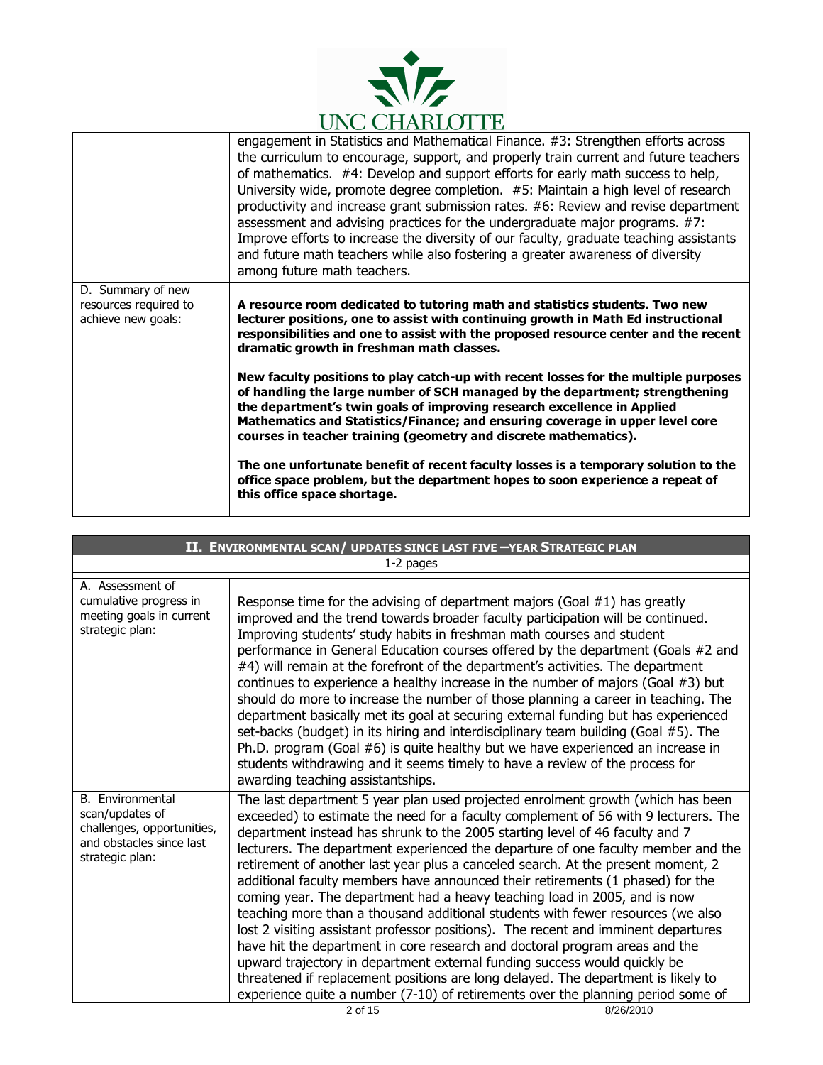| | |
|---|---|
| | engagement in Statistics and Mathematical Finance. #3: Strengthen efforts across the curriculum to encourage, support, and properly train current and future teachers of mathematics. #4: Develop and support efforts for early math success to help, University wide, promote degree completion. #5: Maintain a high level of research productivity and increase grant submission rates. #6: Review and revise department assessment and advising practices for the undergraduate major programs. #7: Improve efforts to increase the diversity of our faculty, graduate teaching assistants and future math teachers while also fostering a greater awareness of diversity among future math teachers. |
| D. Summary of new resources required to achieve new goals: | **A resource room dedicated to tutoring math and statistics students. Two new lecturer positions, one to assist with continuing growth in Math Ed instructional responsibilities and one to assist with the proposed resource center and the recent dramatic growth in freshman math classes.**<br><br>**New faculty positions to play catch-up with recent losses for the multiple purposes of handling the large number of SCH managed by the department; strengthening the department's twin goals of improving research excellence in Applied Mathematics and Statistics/Finance; and ensuring coverage in upper level core courses in teacher training (geometry and discrete mathematics).**<br><br>**The one unfortunate benefit of recent faculty losses is a temporary solution to the office space problem, but the department hopes to soon experience a repeat of this office space shortage.** |

## II. Environmental scan/ updates since last five –year Strategic plan

1-2 pages

| | |
|---|---|
| A. Assessment of cumulative progress in meeting goals in current strategic plan: | Response time for the advising of department majors (Goal #1) has greatly improved and the trend towards broader faculty participation will be continued. Improving students' study habits in freshman math courses and student performance in General Education courses offered by the department (Goals #2 and #4) will remain at the forefront of the department's activities. The department continues to experience a healthy increase in the number of majors (Goal #3) but should do more to increase the number of those planning a career in teaching. The department basically met its goal at securing external funding but has experienced set-backs (budget) in its hiring and interdisciplinary team building (Goal #5). The Ph.D. program (Goal #6) is quite healthy but we have experienced an increase in students withdrawing and it seems timely to have a review of the process for awarding teaching assistantships. |
| B. Environmental scan/updates of challenges, opportunities, and obstacles since last strategic plan: | The last department 5 year plan used projected enrolment growth (which has been exceeded) to estimate the need for a faculty complement of 56 with 9 lecturers. The department instead has shrunk to the 2005 starting level of 46 faculty and 7 lecturers. The department experienced the departure of one faculty member and the retirement of another last year plus a canceled search. At the present moment, 2 additional faculty members have announced their retirements (1 phased) for the coming year. The department had a heavy teaching load in 2005, and is now teaching more than a thousand additional students with fewer resources (we also lost 2 visiting assistant professor positions). The recent and imminent departures have hit the department in core research and doctoral program areas and the upward trajectory in department external funding success would quickly be threatened if replacement positions are long delayed. The department is likely to experience quite a number (7-10) of retirements over the planning period some of |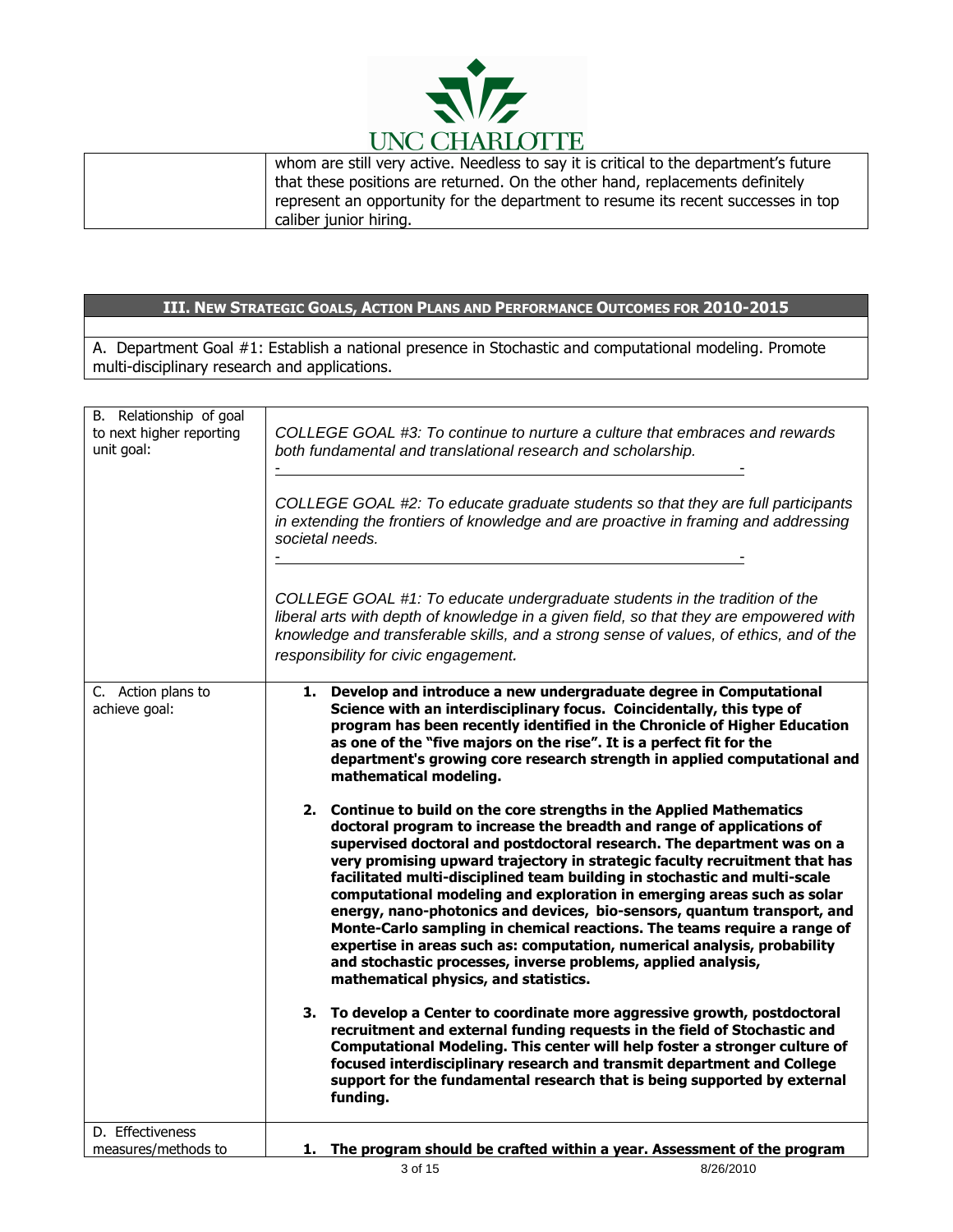| | whom are still very active. Needless to say it is critical to the department's future that these positions are returned. On the other hand, replacements definitely represent an opportunity for the department to resume its recent successes in top caliber junior hiring. |
|---|---|

## III. New Strategic Goals, Action Plans and Performance Outcomes for 2010-2015

A. Department Goal #1: Establish a national presence in Stochastic and computational modeling. Promote multi-disciplinary research and applications.

| | |
|---|---|
| B. Relationship of goal to next higher reporting unit goal: | *COLLEGE GOAL #3: To continue to nurture a culture that embraces and rewards both fundamental and translational research and scholarship.*<br><br>*COLLEGE GOAL #2: To educate graduate students so that they are full participants in extending the frontiers of knowledge and are proactive in framing and addressing societal needs.*<br><br>*COLLEGE GOAL #1: To educate undergraduate students in the tradition of the liberal arts with depth of knowledge in a given field, so that they are empowered with knowledge and transferable skills, and a strong sense of values, of ethics, and of the responsibility for civic engagement.* |
| C. Action plans to achieve goal: | **1. Develop and introduce a new undergraduate degree in Computational Science with an interdisciplinary focus. Coincidentally, this type of program has been recently identified in the Chronicle of Higher Education as one of the "five majors on the rise". It is a perfect fit for the department's growing core research strength in applied computational and mathematical modeling.**<br><br>**2. Continue to build on the core strengths in the Applied Mathematics doctoral program to increase the breadth and range of applications of supervised doctoral and postdoctoral research. The department was on a very promising upward trajectory in strategic faculty recruitment that has facilitated multi-disciplined team building in stochastic and multi-scale computational modeling and exploration in emerging areas such as solar energy, nano-photonics and devices, bio-sensors, quantum transport, and Monte-Carlo sampling in chemical reactions. The teams require a range of expertise in areas such as: computation, numerical analysis, probability and stochastic processes, inverse problems, applied analysis, mathematical physics, and statistics.**<br><br>**3. To develop a Center to coordinate more aggressive growth, postdoctoral recruitment and external funding requests in the field of Stochastic and Computational Modeling. This center will help foster a stronger culture of focused interdisciplinary research and transmit department and College support for the fundamental research that is being supported by external funding.** |
| D. Effectiveness measures/methods to | **1. The program should be crafted within a year. Assessment of the program** |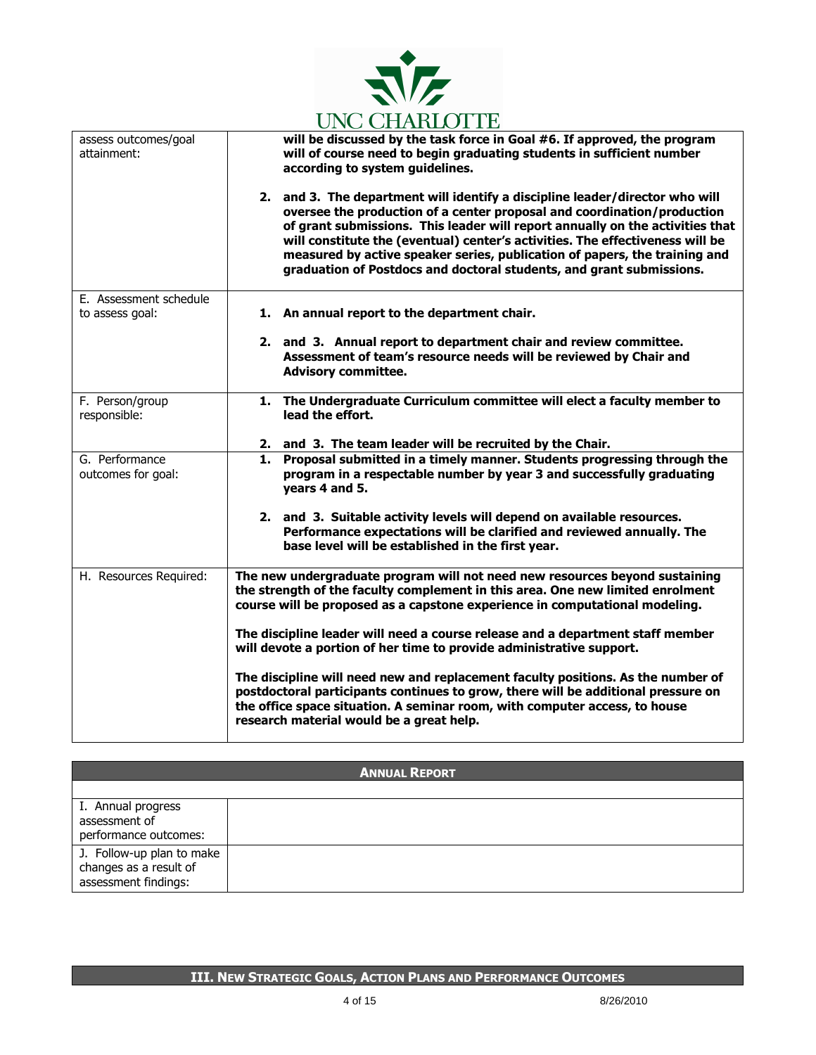| | |
|---|---|
| assess outcomes/goal attainment: | **will be discussed by the task force in Goal #6. If approved, the program will of course need to begin graduating students in sufficient number according to system guidelines.**<br><br>**2. and 3. The department will identify a discipline leader/director who will oversee the production of a center proposal and coordination/production of grant submissions. This leader will report annually on the activities that will constitute the (eventual) center's activities. The effectiveness will be measured by active speaker series, publication of papers, the training and graduation of Postdocs and doctoral students, and grant submissions.** |
| E. Assessment schedule to assess goal: | **1. An annual report to the department chair.**<br><br>**2. and 3. Annual report to department chair and review committee. Assessment of team's resource needs will be reviewed by Chair and Advisory committee.** |
| F. Person/group responsible: | **1. The Undergraduate Curriculum committee will elect a faculty member to lead the effort.**<br><br>**2. and 3. The team leader will be recruited by the Chair.** |
| G. Performance outcomes for goal: | **1. Proposal submitted in a timely manner. Students progressing through the program in a respectable number by year 3 and successfully graduating years 4 and 5.**<br><br>**2. and 3. Suitable activity levels will depend on available resources. Performance expectations will be clarified and reviewed annually. The base level will be established in the first year.** |
| H. Resources Required: | **The new undergraduate program will not need new resources beyond sustaining the strength of the faculty complement in this area. One new limited enrolment course will be proposed as a capstone experience in computational modeling.**<br><br>**The discipline leader will need a course release and a department staff member will devote a portion of her time to provide administrative support.**<br><br>**The discipline will need new and replacement faculty positions. As the number of postdoctoral participants continues to grow, there will be additional pressure on the office space situation. A seminar room, with computer access, to house research material would be a great help.** |

| **ANNUAL REPORT** | |
|---|---|
| I. Annual progress assessment of performance outcomes: | |
| J. Follow-up plan to make changes as a result of assessment findings: | |

## III. NEW STRATEGIC GOALS, ACTION PLANS AND PERFORMANCE OUTCOMES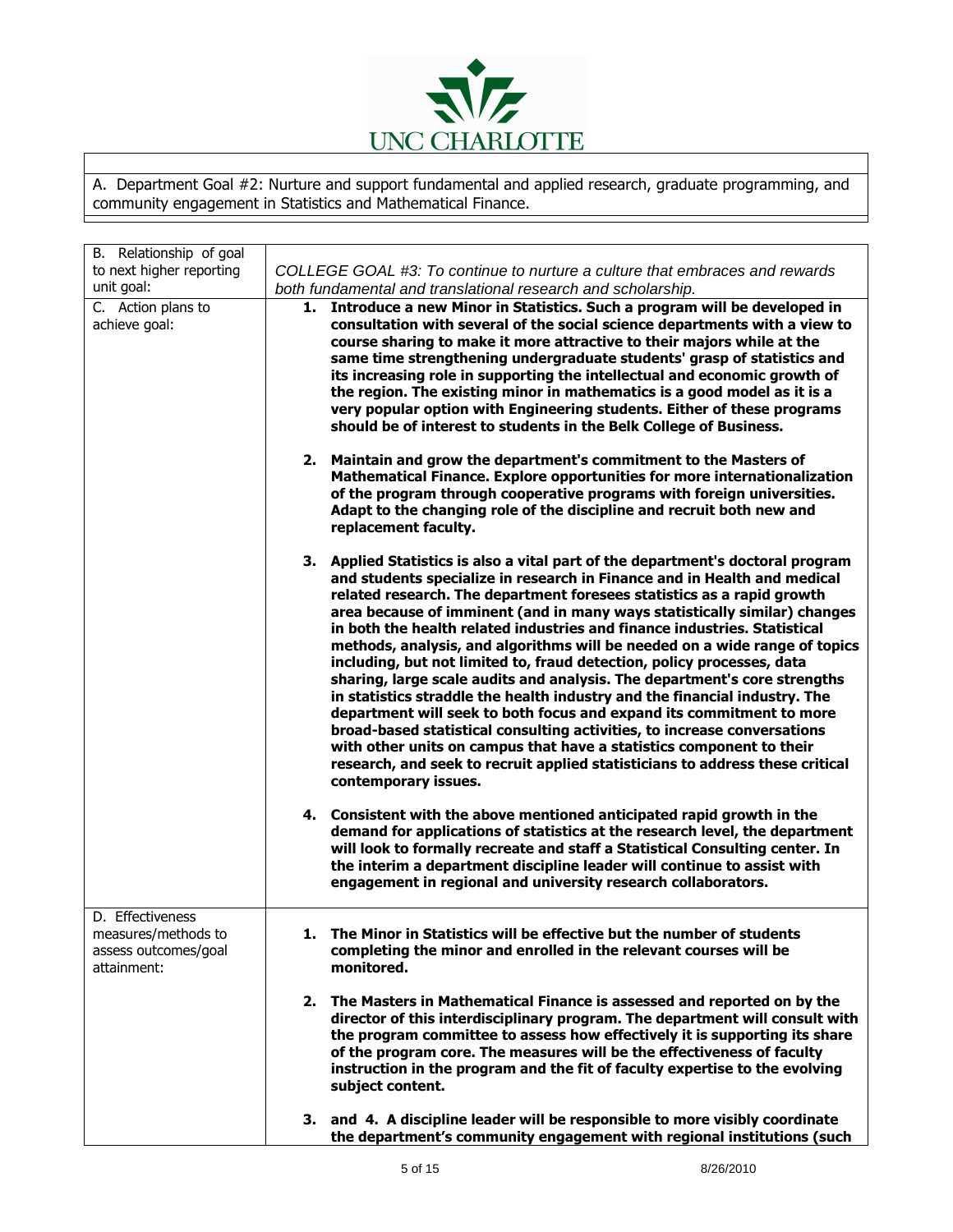A. Department Goal #2: Nurture and support fundamental and applied research, graduate programming, and community engagement in Statistics and Mathematical Finance.

| | |
|---|---|
| B. Relationship of goal to next higher reporting unit goal: | *COLLEGE GOAL #3: To continue to nurture a culture that embraces and rewards both fundamental and translational research and scholarship.* |
| C. Action plans to achieve goal: | **1. Introduce a new Minor in Statistics. Such a program will be developed in consultation with several of the social science departments with a view to course sharing to make it more attractive to their majors while at the same time strengthening undergraduate students' grasp of statistics and its increasing role in supporting the intellectual and economic growth of the region. The existing minor in mathematics is a good model as it is a very popular option with Engineering students. Either of these programs should be of interest to students in the Belk College of Business.**<br><br>**2. Maintain and grow the department's commitment to the Masters of Mathematical Finance. Explore opportunities for more internationalization of the program through cooperative programs with foreign universities. Adapt to the changing role of the discipline and recruit both new and replacement faculty.**<br><br>**3. Applied Statistics is also a vital part of the department's doctoral program and students specialize in research in Finance and in Health and medical related research. The department foresees statistics as a rapid growth area because of imminent (and in many ways statistically similar) changes in both the health related industries and finance industries. Statistical methods, analysis, and algorithms will be needed on a wide range of topics including, but not limited to, fraud detection, policy processes, data sharing, large scale audits and analysis. The department's core strengths in statistics straddle the health industry and the financial industry. The department will seek to both focus and expand its commitment to more broad-based statistical consulting activities, to increase conversations with other units on campus that have a statistics component to their research, and seek to recruit applied statisticians to address these critical contemporary issues.**<br><br>**4. Consistent with the above mentioned anticipated rapid growth in the demand for applications of statistics at the research level, the department will look to formally recreate and staff a Statistical Consulting center. In the interim a department discipline leader will continue to assist with engagement in regional and university research collaborators.** |
| D. Effectiveness measures/methods to assess outcomes/goal attainment: | **1. The Minor in Statistics will be effective but the number of students completing the minor and enrolled in the relevant courses will be monitored.**<br><br>**2. The Masters in Mathematical Finance is assessed and reported on by the director of this interdisciplinary program. The department will consult with the program committee to assess how effectively it is supporting its share of the program core. The measures will be the effectiveness of faculty instruction in the program and the fit of faculty expertise to the evolving subject content.**<br><br>**3. and 4. A discipline leader will be responsible to more visibly coordinate the department's community engagement with regional institutions (such** |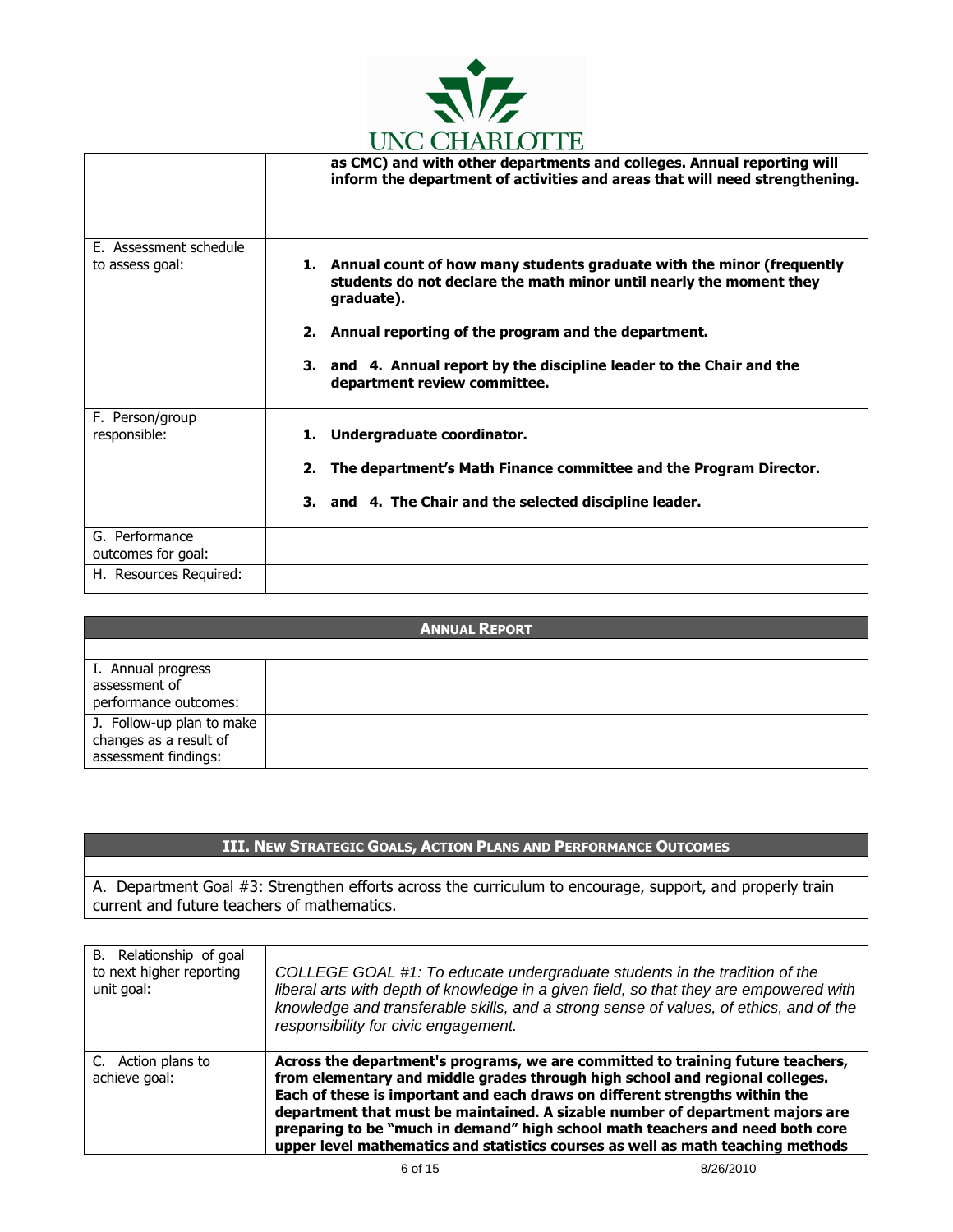|  |  |
|---|---|
|  | **as CMC) and with other departments and colleges. Annual reporting will inform the department of activities and areas that will need strengthening.** |
| E. Assessment schedule to assess goal: | **1. Annual count of how many students graduate with the minor (frequently students do not declare the math minor until nearly the moment they graduate).**<br><br>**2. Annual reporting of the program and the department.**<br><br>**3. and 4. Annual report by the discipline leader to the Chair and the department review committee.** |
| F. Person/group responsible: | **1. Undergraduate coordinator.**<br><br>**2. The department's Math Finance committee and the Program Director.**<br><br>**3. and 4. The Chair and the selected discipline leader.** |
| G. Performance outcomes for goal: |  |
| H. Resources Required: |  |

| **ANNUAL REPORT** |  |
|---|---|
| I. Annual progress assessment of performance outcomes: |  |
| J. Follow-up plan to make changes as a result of assessment findings: |  |

## III. NEW STRATEGIC GOALS, ACTION PLANS AND PERFORMANCE OUTCOMES

A. Department Goal #3: Strengthen efforts across the curriculum to encourage, support, and properly train current and future teachers of mathematics.

|  |  |
|---|---|
| B. Relationship of goal to next higher reporting unit goal: | *COLLEGE GOAL #1: To educate undergraduate students in the tradition of the liberal arts with depth of knowledge in a given field, so that they are empowered with knowledge and transferable skills, and a strong sense of values, of ethics, and of the responsibility for civic engagement.* |
| C. Action plans to achieve goal: | **Across the department's programs, we are committed to training future teachers, from elementary and middle grades through high school and regional colleges. Each of these is important and each draws on different strengths within the department that must be maintained. A sizable number of department majors are preparing to be "much in demand" high school math teachers and need both core upper level mathematics and statistics courses as well as math teaching methods** |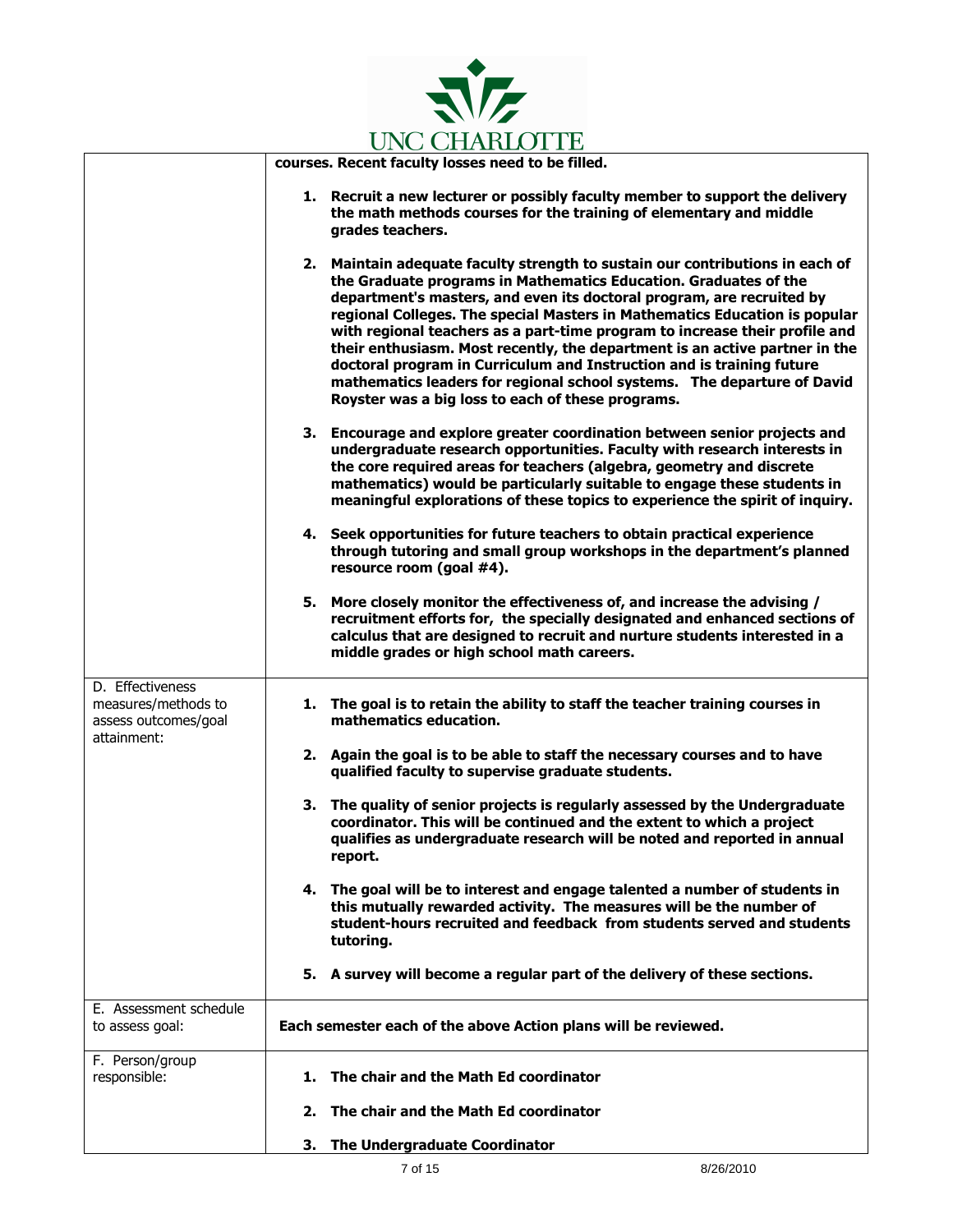| | |
|---|---|
| | **courses. Recent faculty losses need to be filled.**<br><br>**1. Recruit a new lecturer or possibly faculty member to support the delivery the math methods courses for the training of elementary and middle grades teachers.**<br><br>**2. Maintain adequate faculty strength to sustain our contributions in each of the Graduate programs in Mathematics Education. Graduates of the department's masters, and even its doctoral program, are recruited by regional Colleges. The special Masters in Mathematics Education is popular with regional teachers as a part-time program to increase their profile and their enthusiasm. Most recently, the department is an active partner in the doctoral program in Curriculum and Instruction and is training future mathematics leaders for regional school systems. The departure of David Royster was a big loss to each of these programs.**<br><br>**3. Encourage and explore greater coordination between senior projects and undergraduate research opportunities. Faculty with research interests in the core required areas for teachers (algebra, geometry and discrete mathematics) would be particularly suitable to engage these students in meaningful explorations of these topics to experience the spirit of inquiry.**<br><br>**4. Seek opportunities for future teachers to obtain practical experience through tutoring and small group workshops in the department's planned resource room (goal #4).**<br><br>**5. More closely monitor the effectiveness of, and increase the advising / recruitment efforts for, the specially designated and enhanced sections of calculus that are designed to recruit and nurture students interested in a middle grades or high school math careers.** |
| D. Effectiveness measures/methods to assess outcomes/goal attainment: | **1. The goal is to retain the ability to staff the teacher training courses in mathematics education.**<br><br>**2. Again the goal is to be able to staff the necessary courses and to have qualified faculty to supervise graduate students.**<br><br>**3. The quality of senior projects is regularly assessed by the Undergraduate coordinator. This will be continued and the extent to which a project qualifies as undergraduate research will be noted and reported in annual report.**<br><br>**4. The goal will be to interest and engage talented a number of students in this mutually rewarded activity. The measures will be the number of student-hours recruited and feedback from students served and students tutoring.**<br><br>**5. A survey will become a regular part of the delivery of these sections.** |
| E. Assessment schedule to assess goal: | **Each semester each of the above Action plans will be reviewed.** |
| F. Person/group responsible: | **1. The chair and the Math Ed coordinator**<br><br>**2. The chair and the Math Ed coordinator**<br><br>**3. The Undergraduate Coordinator** |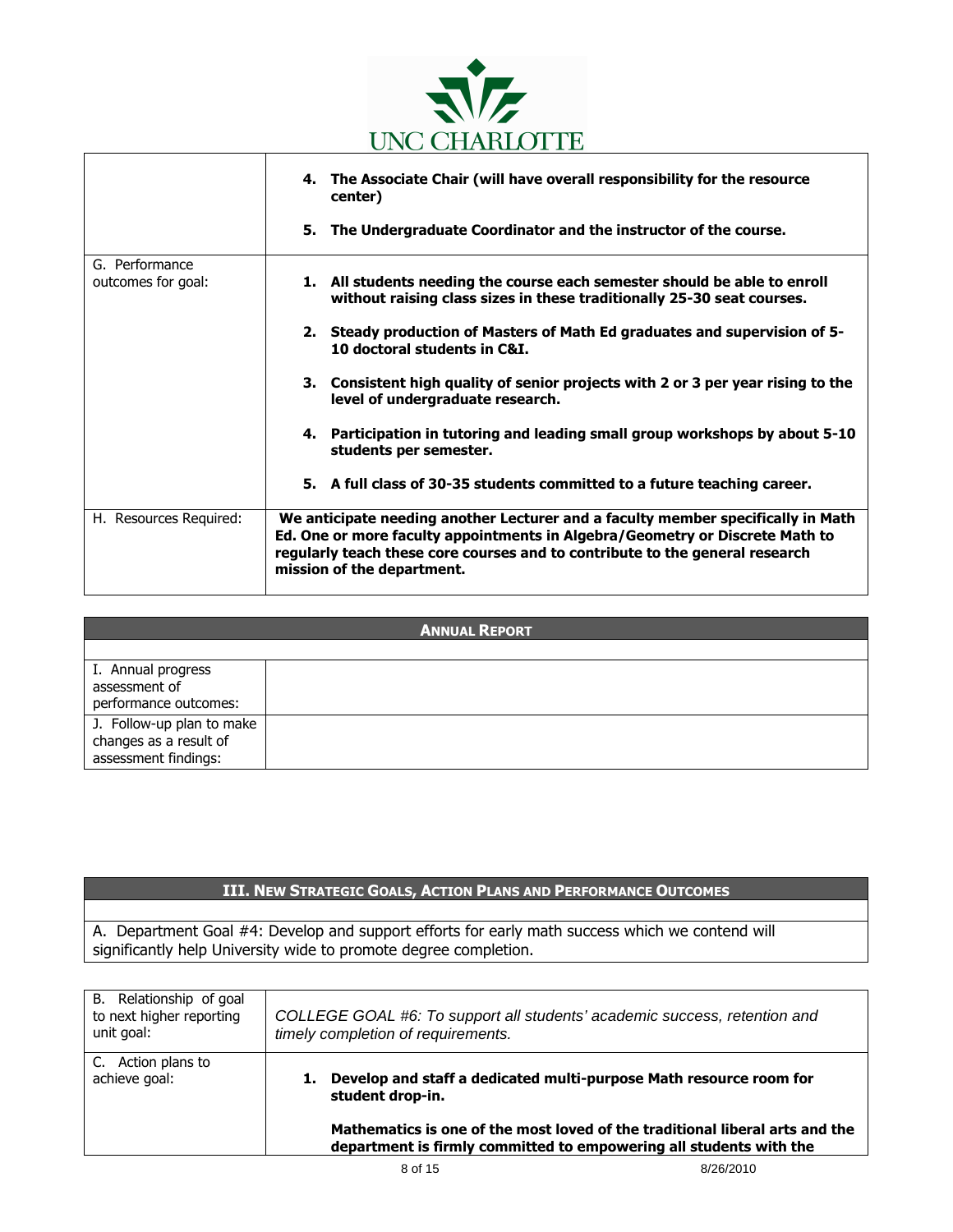| | |
|---|---|
| | **4. The Associate Chair (will have overall responsibility for the resource center)**<br><br>**5. The Undergraduate Coordinator and the instructor of the course.** |
| G. Performance outcomes for goal: | **1. All students needing the course each semester should be able to enroll without raising class sizes in these traditionally 25-30 seat courses.**<br><br>**2. Steady production of Masters of Math Ed graduates and supervision of 5-10 doctoral students in C&I.**<br><br>**3. Consistent high quality of senior projects with 2 or 3 per year rising to the level of undergraduate research.**<br><br>**4. Participation in tutoring and leading small group workshops by about 5-10 students per semester.**<br><br>**5. A full class of 30-35 students committed to a future teaching career.** |
| H. Resources Required: | **We anticipate needing another Lecturer and a faculty member specifically in Math Ed. One or more faculty appointments in Algebra/Geometry or Discrete Math to regularly teach these core courses and to contribute to the general research mission of the department.** |

| **ANNUAL REPORT** | |
|---|---|
| I. Annual progress assessment of performance outcomes: | |
| J. Follow-up plan to make changes as a result of assessment findings: | |

## III. NEW STRATEGIC GOALS, ACTION PLANS AND PERFORMANCE OUTCOMES

A. Department Goal #4: Develop and support efforts for early math success which we contend will significantly help University wide to promote degree completion.

| | |
|---|---|
| B. Relationship of goal to next higher reporting unit goal: | *COLLEGE GOAL #6: To support all students' academic success, retention and timely completion of requirements.* |
| C. Action plans to achieve goal: | **1. Develop and staff a dedicated multi-purpose Math resource room for student drop-in.**<br><br>**Mathematics is one of the most loved of the traditional liberal arts and the department is firmly committed to empowering all students with the** |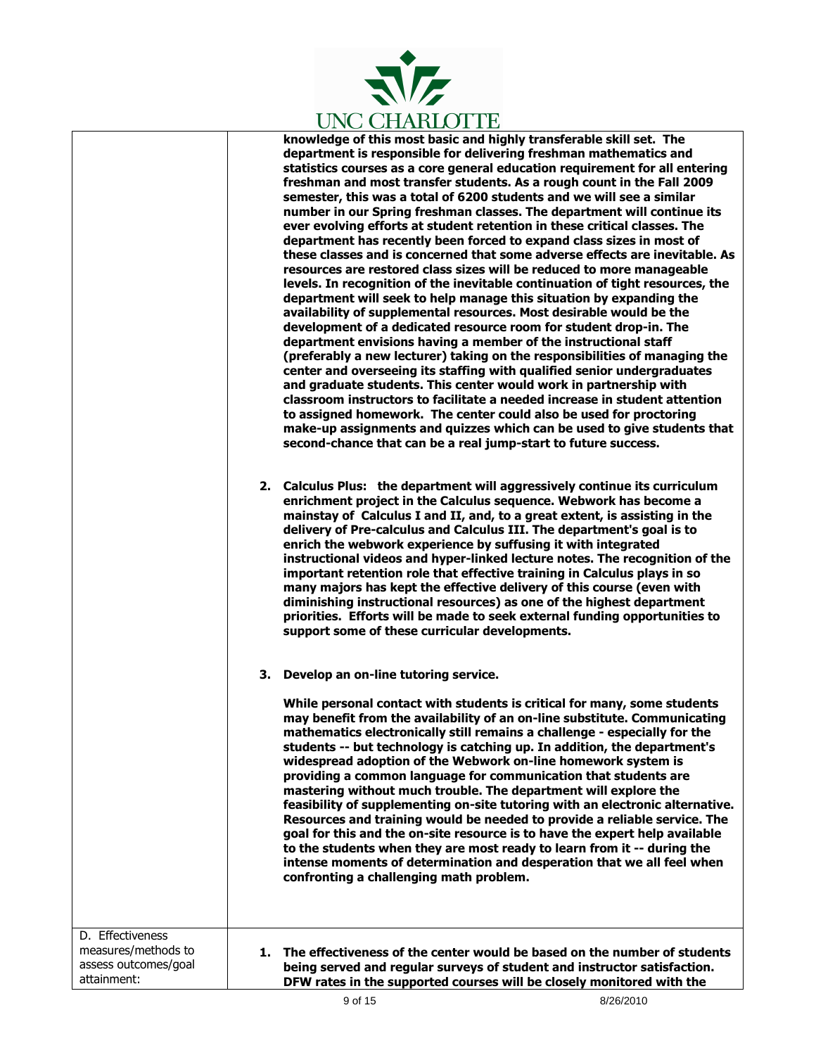| | |
|---|---|
| | **knowledge of this most basic and highly transferable skill set. The department is responsible for delivering freshman mathematics and statistics courses as a core general education requirement for all entering freshman and most transfer students. As a rough count in the Fall 2009 semester, this was a total of 6200 students and we will see a similar number in our Spring freshman classes. The department will continue its ever evolving efforts at student retention in these critical classes. The department has recently been forced to expand class sizes in most of these classes and is concerned that some adverse effects are inevitable. As resources are restored class sizes will be reduced to more manageable levels. In recognition of the inevitable continuation of tight resources, the department will seek to help manage this situation by expanding the availability of supplemental resources. Most desirable would be the development of a dedicated resource room for student drop-in. The department envisions having a member of the instructional staff (preferably a new lecturer) taking on the responsibilities of managing the center and overseeing its staffing with qualified senior undergraduates and graduate students. This center would work in partnership with classroom instructors to facilitate a needed increase in student attention to assigned homework. The center could also be used for proctoring make-up assignments and quizzes which can be used to give students that second-chance that can be a real jump-start to future success.**<br><br>**2. Calculus Plus: the department will aggressively continue its curriculum enrichment project in the Calculus sequence. Webwork has become a mainstay of Calculus I and II, and, to a great extent, is assisting in the delivery of Pre-calculus and Calculus III. The department's goal is to enrich the webwork experience by suffusing it with integrated instructional videos and hyper-linked lecture notes. The recognition of the important retention role that effective training in Calculus plays in so many majors has kept the effective delivery of this course (even with diminishing instructional resources) as one of the highest department priorities. Efforts will be made to seek external funding opportunities to support some of these curricular developments.**<br><br>**3. Develop an on-line tutoring service.**<br><br>**While personal contact with students is critical for many, some students may benefit from the availability of an on-line substitute. Communicating mathematics electronically still remains a challenge - especially for the students -- but technology is catching up. In addition, the department's widespread adoption of the Webwork on-line homework system is providing a common language for communication that students are mastering without much trouble. The department will explore the feasibility of supplementing on-site tutoring with an electronic alternative. Resources and training would be needed to provide a reliable service. The goal for this and the on-site resource is to have the expert help available to the students when they are most ready to learn from it -- during the intense moments of determination and desperation that we all feel when confronting a challenging math problem.** |
| D. Effectiveness measures/methods to assess outcomes/goal attainment: | **1. The effectiveness of the center would be based on the number of students being served and regular surveys of student and instructor satisfaction. DFW rates in the supported courses will be closely monitored with the** |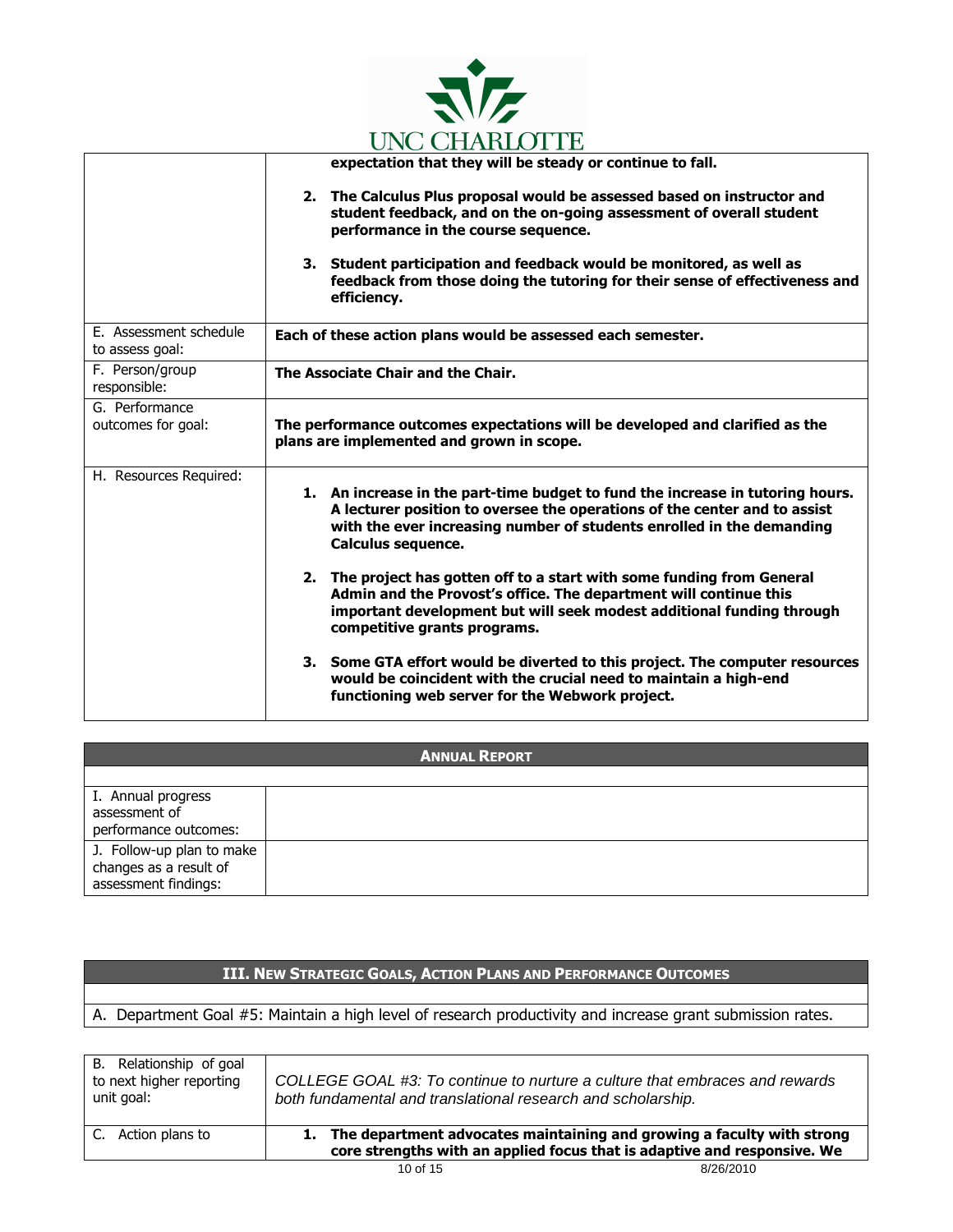| | |
|---|---|
| | **expectation that they will be steady or continue to fall.**<br><br>**2. The Calculus Plus proposal would be assessed based on instructor and student feedback, and on the on-going assessment of overall student performance in the course sequence.**<br><br>**3. Student participation and feedback would be monitored, as well as feedback from those doing the tutoring for their sense of effectiveness and efficiency.** |
| E. Assessment schedule to assess goal: | **Each of these action plans would be assessed each semester.** |
| F. Person/group responsible: | **The Associate Chair and the Chair.** |
| G. Performance outcomes for goal: | **The performance outcomes expectations will be developed and clarified as the plans are implemented and grown in scope.** |
| H. Resources Required: | **1. An increase in the part-time budget to fund the increase in tutoring hours. A lecturer position to oversee the operations of the center and to assist with the ever increasing number of students enrolled in the demanding Calculus sequence.**<br><br>**2. The project has gotten off to a start with some funding from General Admin and the Provost's office. The department will continue this important development but will seek modest additional funding through competitive grants programs.**<br><br>**3. Some GTA effort would be diverted to this project. The computer resources would be coincident with the crucial need to maintain a high-end functioning web server for the Webwork project.** |

| **ANNUAL REPORT** | |
|---|---|
| I. Annual progress assessment of performance outcomes: | |
| J. Follow-up plan to make changes as a result of assessment findings: | |

## III. NEW STRATEGIC GOALS, ACTION PLANS AND PERFORMANCE OUTCOMES

A. Department Goal #5: Maintain a high level of research productivity and increase grant submission rates.

| | |
|---|---|
| B. Relationship of goal to next higher reporting unit goal: | *COLLEGE GOAL #3: To continue to nurture a culture that embraces and rewards both fundamental and translational research and scholarship.* |
| C. Action plans to | **1. The department advocates maintaining and growing a faculty with strong core strengths with an applied focus that is adaptive and responsive. We** |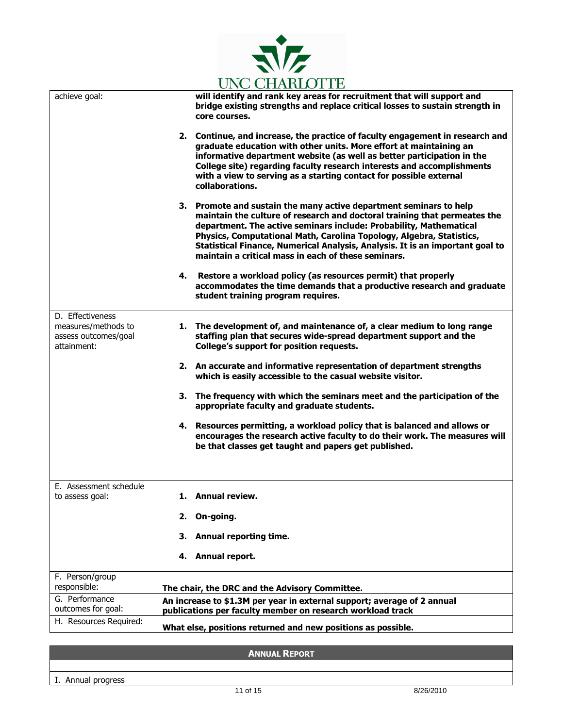| | |
|---|---|
| achieve goal: | **will identify and rank key areas for recruitment that will support and bridge existing strengths and replace critical losses to sustain strength in core courses.**<br><br>**2. Continue, and increase, the practice of faculty engagement in research and graduate education with other units. More effort at maintaining an informative department website (as well as better participation in the College site) regarding faculty research interests and accomplishments with a view to serving as a starting contact for possible external collaborations.**<br><br>**3. Promote and sustain the many active department seminars to help maintain the culture of research and doctoral training that permeates the department. The active seminars include: Probability, Mathematical Physics, Computational Math, Carolina Topology, Algebra, Statistics, Statistical Finance, Numerical Analysis, Analysis. It is an important goal to maintain a critical mass in each of these seminars.**<br><br>**4. Restore a workload policy (as resources permit) that properly accommodates the time demands that a productive research and graduate student training program requires.** |
| D. Effectiveness measures/methods to assess outcomes/goal attainment: | **1. The development of, and maintenance of, a clear medium to long range staffing plan that secures wide-spread department support and the College's support for position requests.**<br><br>**2. An accurate and informative representation of department strengths which is easily accessible to the casual website visitor.**<br><br>**3. The frequency with which the seminars meet and the participation of the appropriate faculty and graduate students.**<br><br>**4. Resources permitting, a workload policy that is balanced and allows or encourages the research active faculty to do their work. The measures will be that classes get taught and papers get published.** |
| E. Assessment schedule to assess goal: | **1. Annual review.**<br><br>**2. On-going.**<br><br>**3. Annual reporting time.**<br><br>**4. Annual report.** |
| F. Person/group responsible: | **The chair, the DRC and the Advisory Committee.** |
| G. Performance outcomes for goal: | **An increase to $1.3M per year in external support; average of 2 annual publications per faculty member on research workload track** |
| H. Resources Required: | **What else, positions returned and new positions as possible.** |

| **ANNUAL REPORT** | |
|---|---|
| | |
| I. Annual progress | |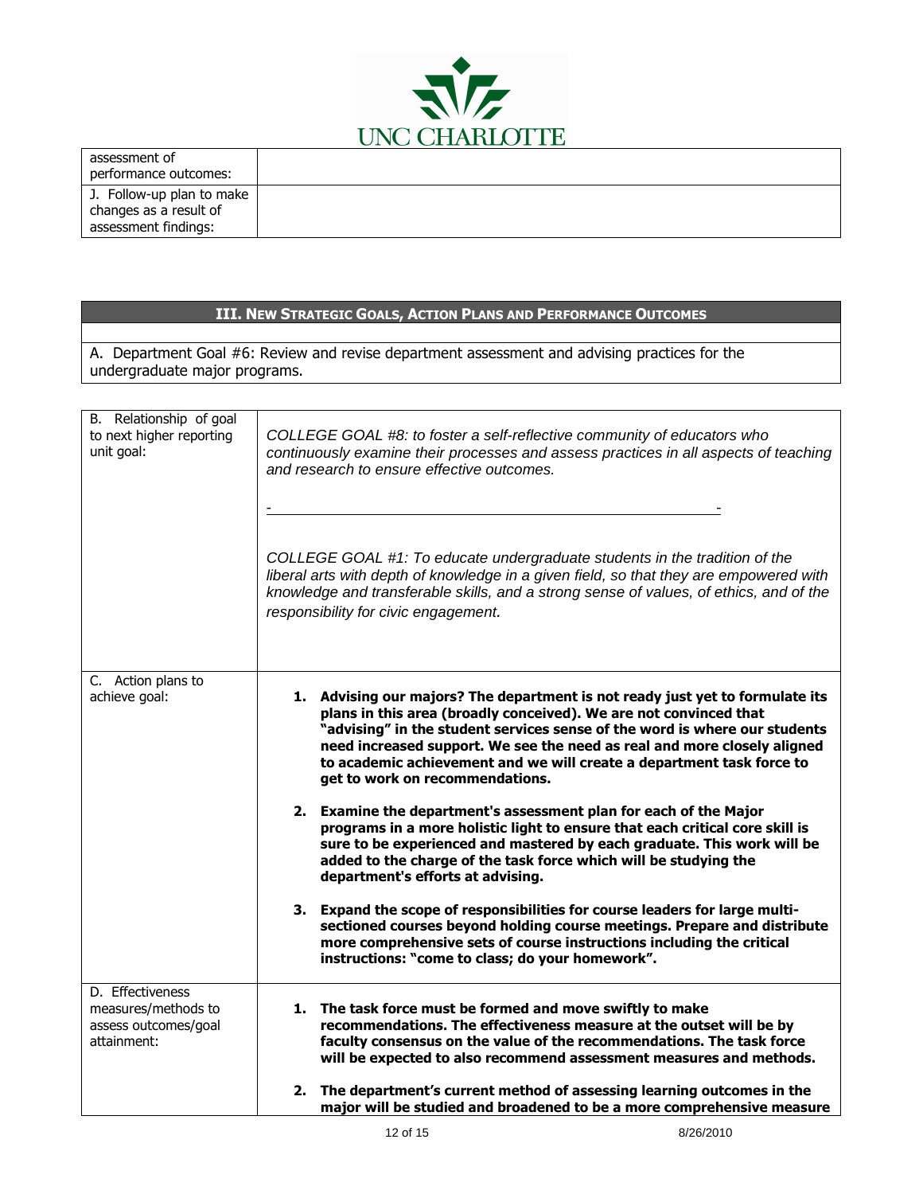| | |
|---|---|
| assessment of performance outcomes: | |
| J. Follow-up plan to make changes as a result of assessment findings: | |

## III. NEW STRATEGIC GOALS, ACTION PLANS AND PERFORMANCE OUTCOMES

A. Department Goal #6: Review and revise department assessment and advising practices for the undergraduate major programs.

| | |
|---|---|
| B. Relationship of goal to next higher reporting unit goal: | *COLLEGE GOAL #8: to foster a self-reflective community of educators who continuously examine their processes and assess practices in all aspects of teaching and research to ensure effective outcomes.* <br><br> *COLLEGE GOAL #1: To educate undergraduate students in the tradition of the liberal arts with depth of knowledge in a given field, so that they are empowered with knowledge and transferable skills, and a strong sense of values, of ethics, and of the responsibility for civic engagement.* |
| C. Action plans to achieve goal: | **1. Advising our majors? The department is not ready just yet to formulate its plans in this area (broadly conceived). We are not convinced that "advising" in the student services sense of the word is where our students need increased support. We see the need as real and more closely aligned to academic achievement and we will create a department task force to get to work on recommendations.** <br><br> **2. Examine the department's assessment plan for each of the Major programs in a more holistic light to ensure that each critical core skill is sure to be experienced and mastered by each graduate. This work will be added to the charge of the task force which will be studying the department's efforts at advising.** <br><br> **3. Expand the scope of responsibilities for course leaders for large multi-sectioned courses beyond holding course meetings. Prepare and distribute more comprehensive sets of course instructions including the critical instructions: "come to class; do your homework".** |
| D. Effectiveness measures/methods to assess outcomes/goal attainment: | **1. The task force must be formed and move swiftly to make recommendations. The effectiveness measure at the outset will be by faculty consensus on the value of the recommendations. The task force will be expected to also recommend assessment measures and methods.** <br><br> **2. The department's current method of assessing learning outcomes in the major will be studied and broadened to be a more comprehensive measure** |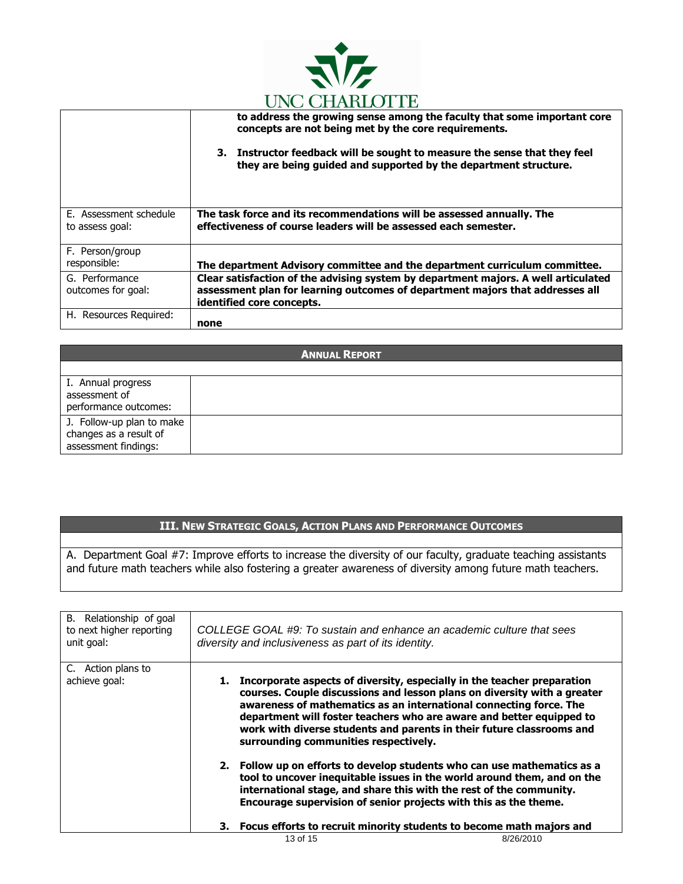| | |
|---|---|
| | **to address the growing sense among the faculty that some important core concepts are not being met by the core requirements.**<br><br>**3. Instructor feedback will be sought to measure the sense that they feel they are being guided and supported by the department structure.** |
| E. Assessment schedule to assess goal: | **The task force and its recommendations will be assessed annually. The effectiveness of course leaders will be assessed each semester.** |
| F. Person/group responsible: | **The department Advisory committee and the department curriculum committee.** |
| G. Performance outcomes for goal: | **Clear satisfaction of the advising system by department majors. A well articulated assessment plan for learning outcomes of department majors that addresses all identified core concepts.** |
| H. Resources Required: | **none** |

| **ANNUAL REPORT** | |
|---|---|
| I. Annual progress assessment of performance outcomes: | |
| J. Follow-up plan to make changes as a result of assessment findings: | |

## III. NEW STRATEGIC GOALS, ACTION PLANS AND PERFORMANCE OUTCOMES

A. Department Goal #7: Improve efforts to increase the diversity of our faculty, graduate teaching assistants and future math teachers while also fostering a greater awareness of diversity among future math teachers.

| | |
|---|---|
| B. Relationship of goal to next higher reporting unit goal: | *COLLEGE GOAL #9: To sustain and enhance an academic culture that sees diversity and inclusiveness as part of its identity.* |
| C. Action plans to achieve goal: | **1. Incorporate aspects of diversity, especially in the teacher preparation courses. Couple discussions and lesson plans on diversity with a greater awareness of mathematics as an international connecting force. The department will foster teachers who are aware and better equipped to work with diverse students and parents in their future classrooms and surrounding communities respectively.**<br><br>**2. Follow up on efforts to develop students who can use mathematics as a tool to uncover inequitable issues in the world around them, and on the international stage, and share this with the rest of the community. Encourage supervision of senior projects with this as the theme.**<br><br>**3. Focus efforts to recruit minority students to become math majors and** |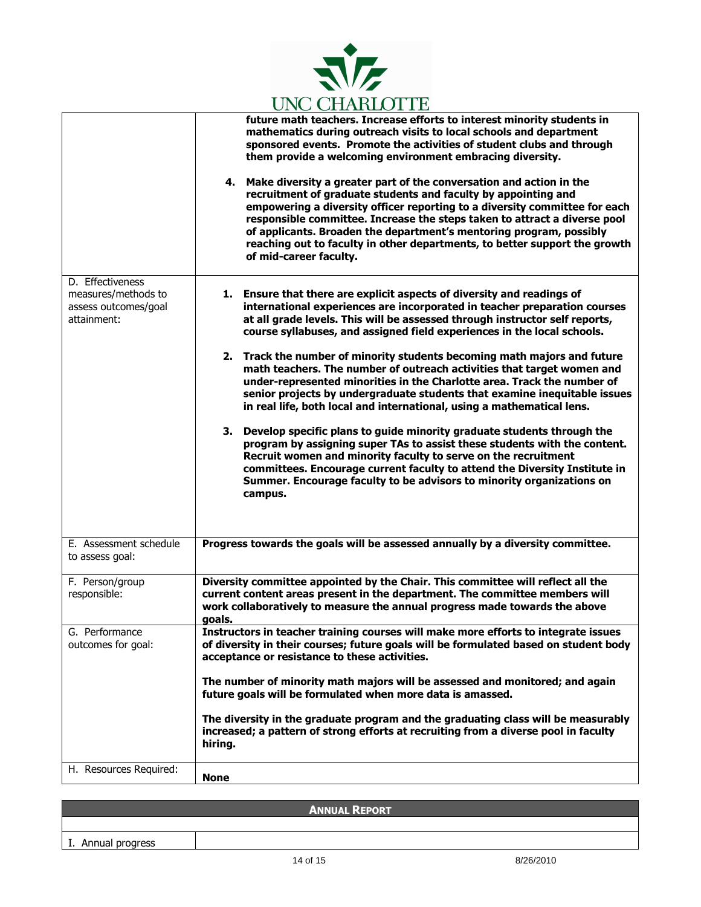| | |
|---|---|
| | **future math teachers. Increase efforts to interest minority students in mathematics during outreach visits to local schools and department sponsored events. Promote the activities of student clubs and through them provide a welcoming environment embracing diversity.**<br><br>**4. Make diversity a greater part of the conversation and action in the recruitment of graduate students and faculty by appointing and empowering a diversity officer reporting to a diversity committee for each responsible committee. Increase the steps taken to attract a diverse pool of applicants. Broaden the department's mentoring program, possibly reaching out to faculty in other departments, to better support the growth of mid-career faculty.** |
| D. Effectiveness measures/methods to assess outcomes/goal attainment: | **1. Ensure that there are explicit aspects of diversity and readings of international experiences are incorporated in teacher preparation courses at all grade levels. This will be assessed through instructor self reports, course syllabuses, and assigned field experiences in the local schools.**<br><br>**2. Track the number of minority students becoming math majors and future math teachers. The number of outreach activities that target women and under-represented minorities in the Charlotte area. Track the number of senior projects by undergraduate students that examine inequitable issues in real life, both local and international, using a mathematical lens.**<br><br>**3. Develop specific plans to guide minority graduate students through the program by assigning super TAs to assist these students with the content. Recruit women and minority faculty to serve on the recruitment committees. Encourage current faculty to attend the Diversity Institute in Summer. Encourage faculty to be advisors to minority organizations on campus.** |
| E. Assessment schedule to assess goal: | **Progress towards the goals will be assessed annually by a diversity committee.** |
| F. Person/group responsible: | **Diversity committee appointed by the Chair. This committee will reflect all the current content areas present in the department. The committee members will work collaboratively to measure the annual progress made towards the above goals.** |
| G. Performance outcomes for goal: | **Instructors in teacher training courses will make more efforts to integrate issues of diversity in their courses; future goals will be formulated based on student body acceptance or resistance to these activities.**<br><br>**The number of minority math majors will be assessed and monitored; and again future goals will be formulated when more data is amassed.**<br><br>**The diversity in the graduate program and the graduating class will be measurably increased; a pattern of strong efforts at recruiting from a diverse pool in faculty hiring.** |
| H. Resources Required: | **None** |

| **ANNUAL REPORT** | |
|---|---|
| | |
| I. Annual progress | |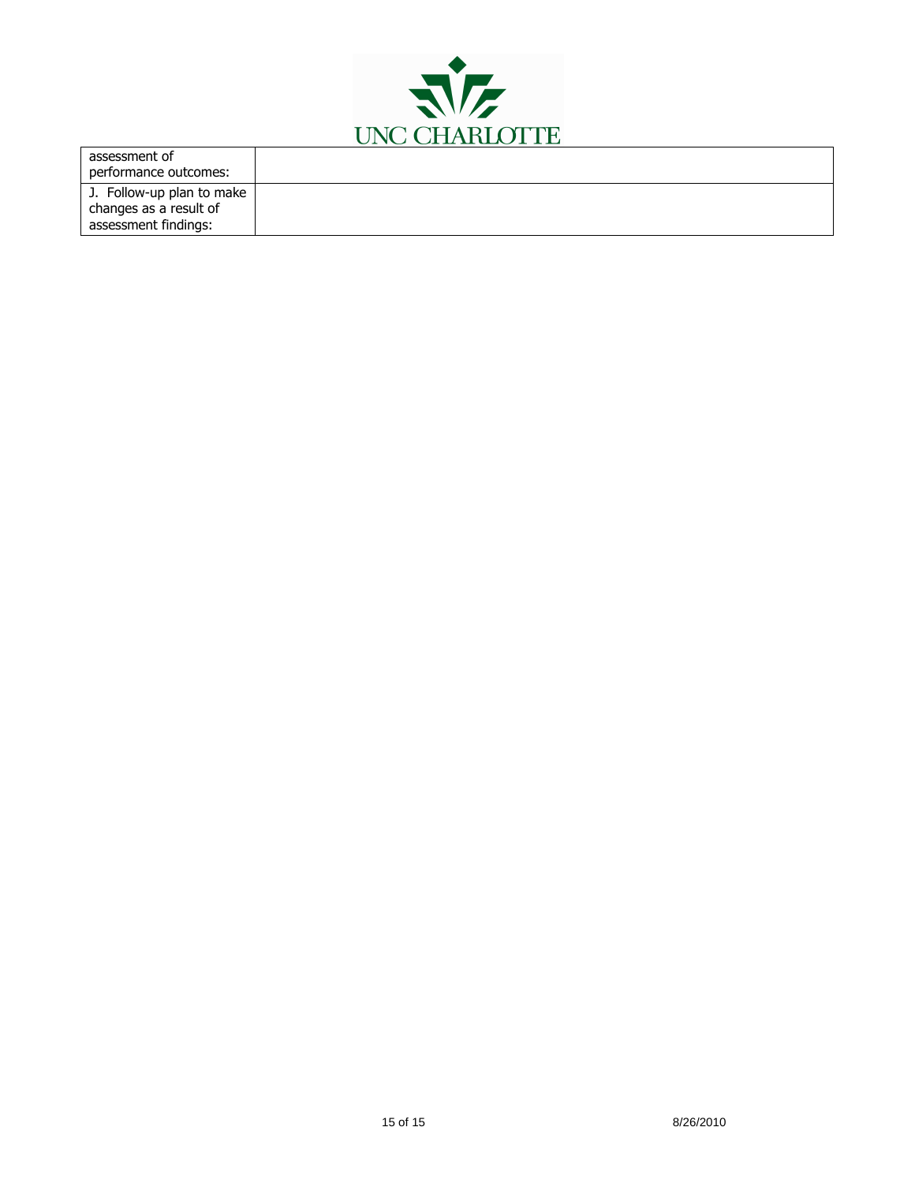| | |
|---|---|
| assessment of performance outcomes: | |
| J. Follow-up plan to make changes as a result of assessment findings: | |